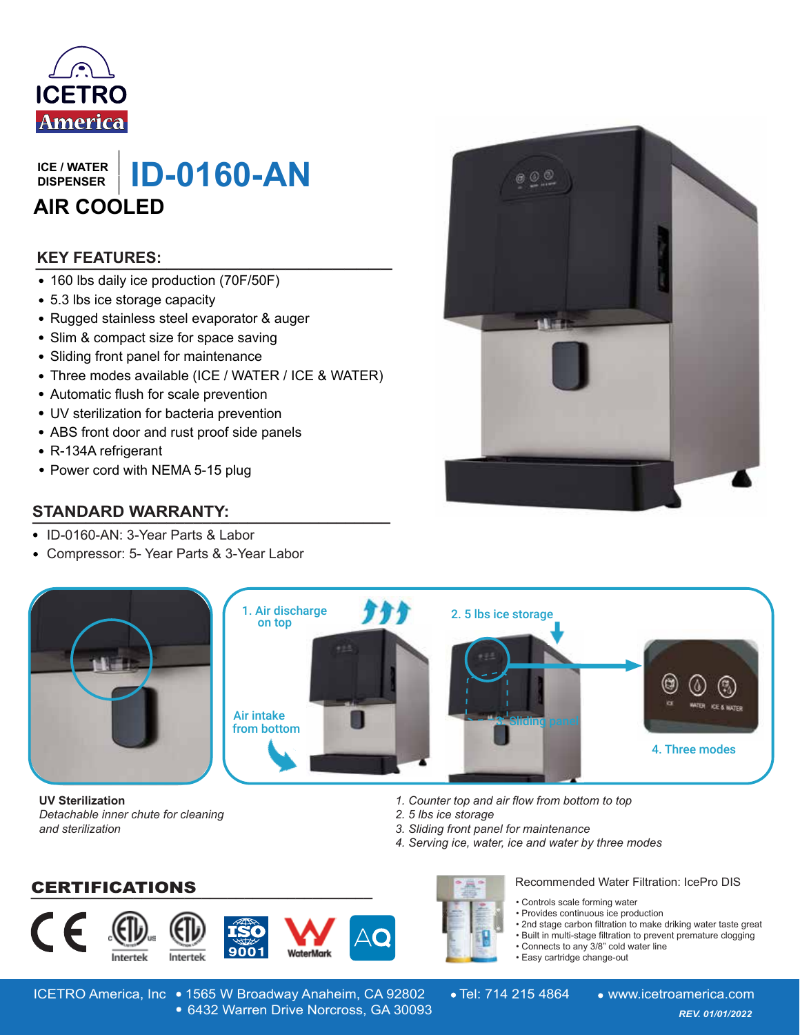ICETRO America

ICE / WATER DISPENSER

# ID-0160-AN

## AIR COOLED

### KEY FEATURES:

- 160 lbs daily ice production (70F/50F)
- 5.3 lbs ice storage capacity
- Rugged stainless steel evaporator & auger
- Slim & compact size for space saving
- Sliding front panel for maintenance
- Three modes available (ICE / WATER / ICE & WATER)
- Automatic flush for scale prevention
- UV sterilization for bacteria prevention
- ABS front door and rust proof side panels
- R-134A refrigerant
- Power cord with NEMA 5-15 plug

### STANDARD WARRANTY:

- ID-0160-AN: 3-Year Parts & Labor
- Compressor: 5- Year Parts & 3-Year Labor

1. Air discharge on top

Air intake from bottom

2. 5 lbs ice storage

3. Sliding panel

4. Three modes

**UV Sterilization**
*Detachable inner chute for cleaning and sterilization*

1. *Counter top and air flow from bottom to top*
2. *5 lbs ice storage*
3. *Sliding front panel for maintenance*
4. *Serving ice, water, ice and water by three modes*

### CERTIFICATIONS

CE, ETL Intertek, ETL Intertek, ISO 9001, WaterMark, AQ

Recommended Water Filtration: IcePro DIS

- Controls scale forming water
- Provides continuous ice production
- 2nd stage carbon filtration to make driking water taste great
- Built in multi-stage filtration to prevent premature clogging
- Connects to any 3/8" cold water line
- Easy cartridge change-out

ICETRO America, Inc • 1565 W Broadway Anaheim, CA 92802 • 6432 Warren Drive Norcross, GA 30093 • Tel: 714 215 4864 • www.icetroamerica.com

*REV. 01/01/2022*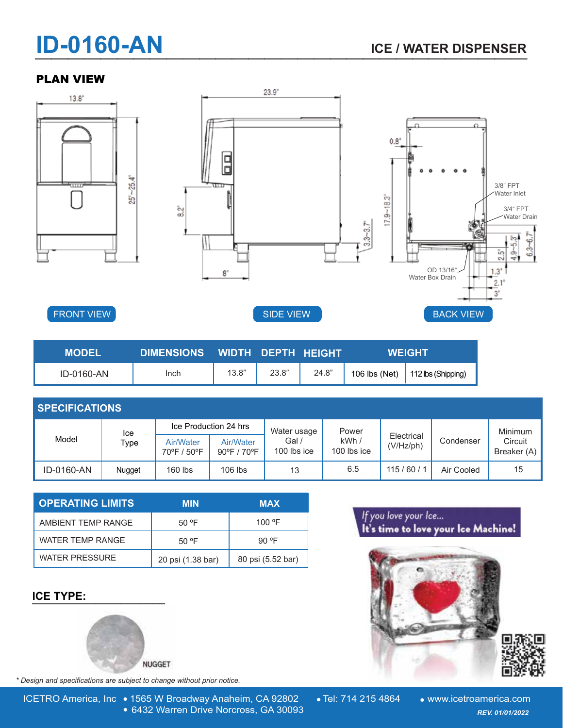# ID-0160-AN

## ICE / WATER DISPENSER

### PLAN VIEW

13.8"

25"~25.4"

23.9"

8.2"

3.3~3.7"

8"

0.8"

17.9~18.3"

3/8" FPT Water Inlet

3/4" FPT Water Drain

2.5"

4.9~5.3"

6.3~6.7"

OD 13/16" Water Box Drain

1.3"

2.1"

3"

FRONT VIEW

SIDE VIEW

BACK VIEW

| MODEL | DIMENSIONS | WIDTH | DEPTH | HEIGHT | WEIGHT | |
|---|---|---|---|---|---|---|
| ID-0160-AN | Inch | 13.8" | 23.8" | 24.8" | 106 lbs (Net) | 112 lbs (Shipping) |

### SPECIFICATIONS

| Model | Ice Type | Ice Production 24 hrs | | Water usage Gal / 100 lbs ice | Power kWh / 100 lbs ice | Electrical (V/Hz/ph) | Condenser | Minimum Circuit Breaker (A) |
|---|---|---|---|---|---|---|---|---|
| | | Air/Water 70ºF / 50ºF | Air/Water 90ºF / 70ºF | | | | | |
| ID-0160-AN | Nugget | 160 lbs | 106 lbs | 13 | 6.5 | 115 / 60 / 1 | Air Cooled | 15 |

| OPERATING LIMITS | MIN | MAX |
|---|---|---|
| AMBIENT TEMP RANGE | 50 ºF | 100 ºF |
| WATER TEMP RANGE | 50 ºF | 90 ºF |
| WATER PRESSURE | 20 psi (1.38 bar) | 80 psi (5.52 bar) |

*If you love your Ice...*
**It's time to love your Ice Machine!**

### ICE TYPE:

NUGGET

*\* Design and specifications are subject to change without prior notice.*

ICETRO America, Inc • 1565 W Broadway Anaheim, CA 92802 • 6432 Warren Drive Norcross, GA 30093 • Tel: 714 215 4864 • www.icetroamerica.com

*REV. 01/01/2022*